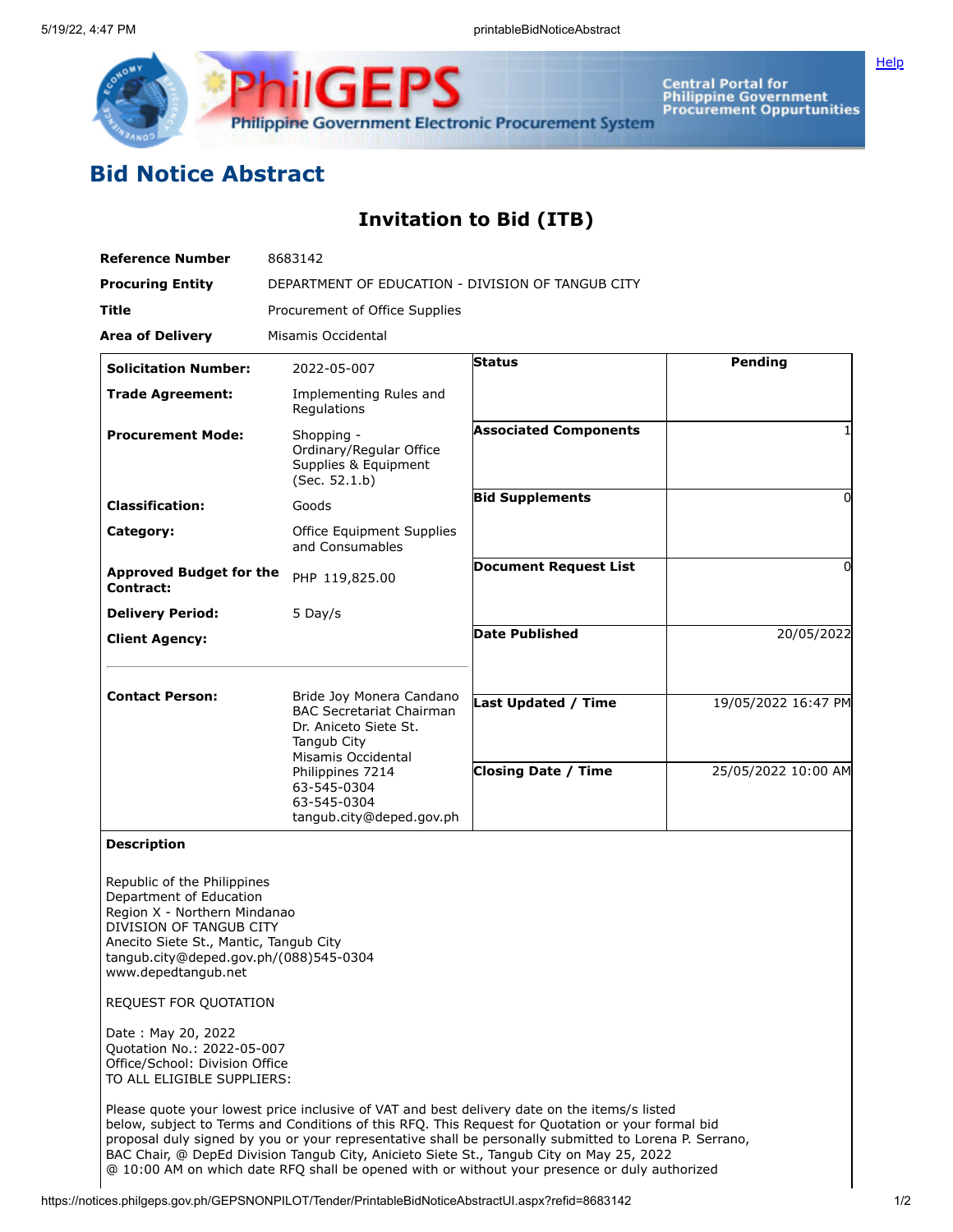# Bid Notice Abstract

## Invitation to Bid (ITB)

| | |
|---|---|
| **Reference Number** | 8683142 |
| **Procuring Entity** | DEPARTMENT OF EDUCATION - DIVISION OF TANGUB CITY |
| **Title** | Procurement of Office Supplies |
| **Area of Delivery** | Misamis Occidental |

| | | | |
|---|---|---|---|
| **Solicitation Number:** | 2022-05-007 | **Status** | Pending |
| **Trade Agreement:** | Implementing Rules and Regulations | | |
| **Procurement Mode:** | Shopping - Ordinary/Regular Office Supplies & Equipment (Sec. 52.1.b) | **Associated Components** | 1 |
| **Classification:** | Goods | **Bid Supplements** | 0 |
| **Category:** | Office Equipment Supplies and Consumables | | |
| **Approved Budget for the Contract:** | PHP 119,825.00 | **Document Request List** | 0 |
| **Delivery Period:** | 5 Day/s | | |
| **Client Agency:** | | **Date Published** | 20/05/2022 |
| **Contact Person:** | Bride Joy Monera Candano<br>BAC Secretariat Chairman<br>Dr. Aniceto Siete St.<br>Tangub City<br>Misamis Occidental<br>Philippines 7214<br>63-545-0304<br>63-545-0304<br>tangub.city@deped.gov.ph | **Last Updated / Time** | 19/05/2022 16:47 PM |
| | | **Closing Date / Time** | 25/05/2022 10:00 AM |

**Description**

Republic of the Philippines
Department of Education
Region X - Northern Mindanao
DIVISION OF TANGUB CITY
Anecito Siete St., Mantic, Tangub City
tangub.city@deped.gov.ph/(088)545-0304
www.depedtangub.net

REQUEST FOR QUOTATION

Date : May 20, 2022
Quotation No.: 2022-05-007
Office/School: Division Office
TO ALL ELIGIBLE SUPPLIERS:

Please quote your lowest price inclusive of VAT and best delivery date on the items/s listed below, subject to Terms and Conditions of this RFQ. This Request for Quotation or your formal bid proposal duly signed by you or your representative shall be personally submitted to Lorena P. Serrano, BAC Chair, @ DepEd Division Tangub City, Anicieto Siete St., Tangub City on May 25, 2022 @ 10:00 AM on which date RFQ shall be opened with or without your presence or duly authorized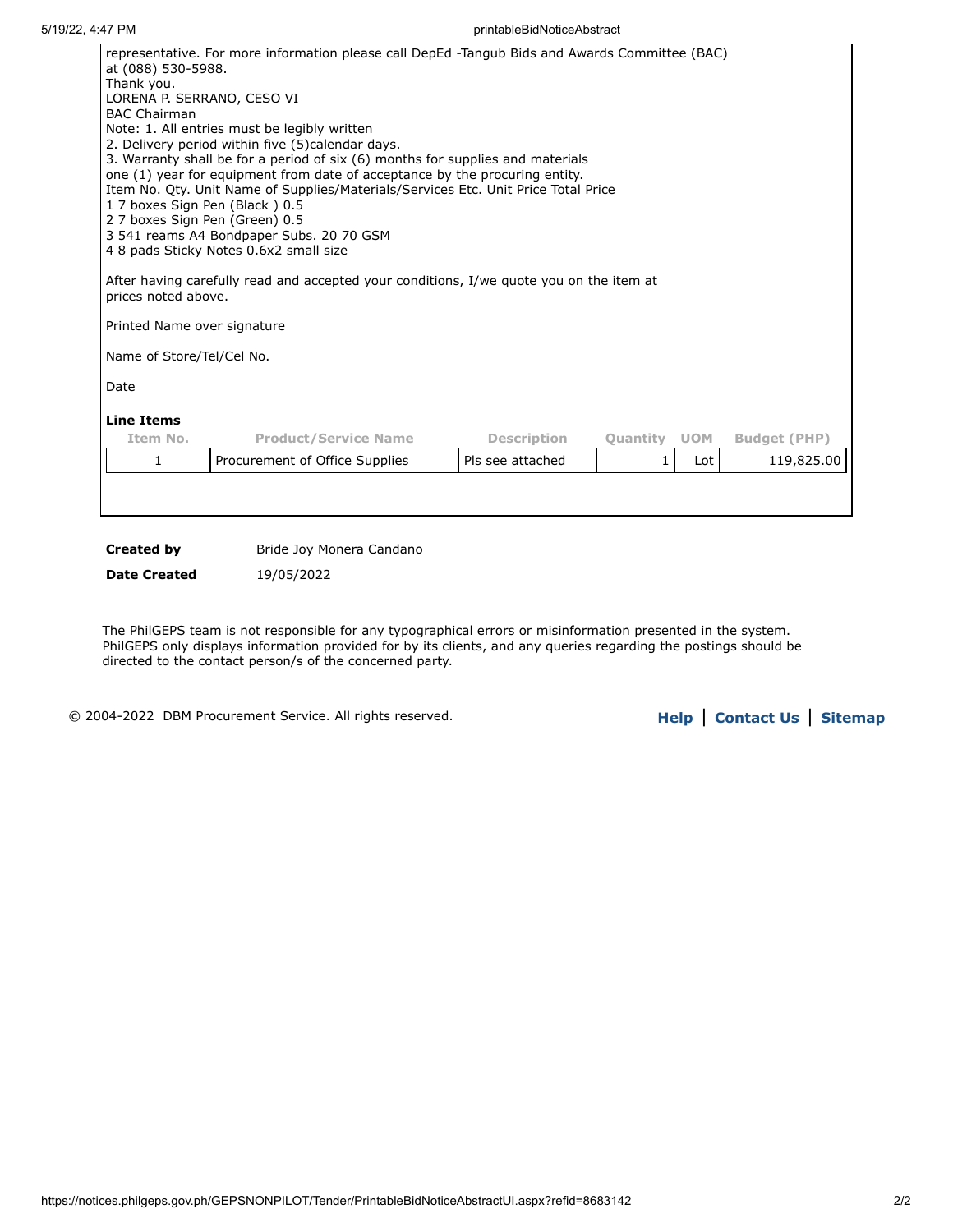representative. For more information please call DepEd -Tangub Bids and Awards Committee (BAC) at (088) 530-5988.
Thank you.
LORENA P. SERRANO, CESO VI
BAC Chairman
Note: 1. All entries must be legibly written
2. Delivery period within five (5)calendar days.
3. Warranty shall be for a period of six (6) months for supplies and materials
one (1) year for equipment from date of acceptance by the procuring entity.
Item No. Qty. Unit Name of Supplies/Materials/Services Etc. Unit Price Total Price
1 7 boxes Sign Pen (Black ) 0.5
2 7 boxes Sign Pen (Green) 0.5
3 541 reams A4 Bondpaper Subs. 20 70 GSM
4 8 pads Sticky Notes 0.6x2 small size

After having carefully read and accepted your conditions, I/we quote you on the item at prices noted above.

Printed Name over signature

Name of Store/Tel/Cel No.

Date

**Line Items**

| Item No. | Product/Service Name | Description | Quantity | UOM | Budget (PHP) |
|---|---|---|---|---|---|
| 1 | Procurement of Office Supplies | Pls see attached | 1 | Lot | 119,825.00 |

**Created by** Bride Joy Monera Candano

**Date Created** 19/05/2022

The PhilGEPS team is not responsible for any typographical errors or misinformation presented in the system. PhilGEPS only displays information provided for by its clients, and any queries regarding the postings should be directed to the contact person/s of the concerned party.

© 2004-2022 DBM Procurement Service. All rights reserved.

**Help** | **Contact Us** | **Sitemap**